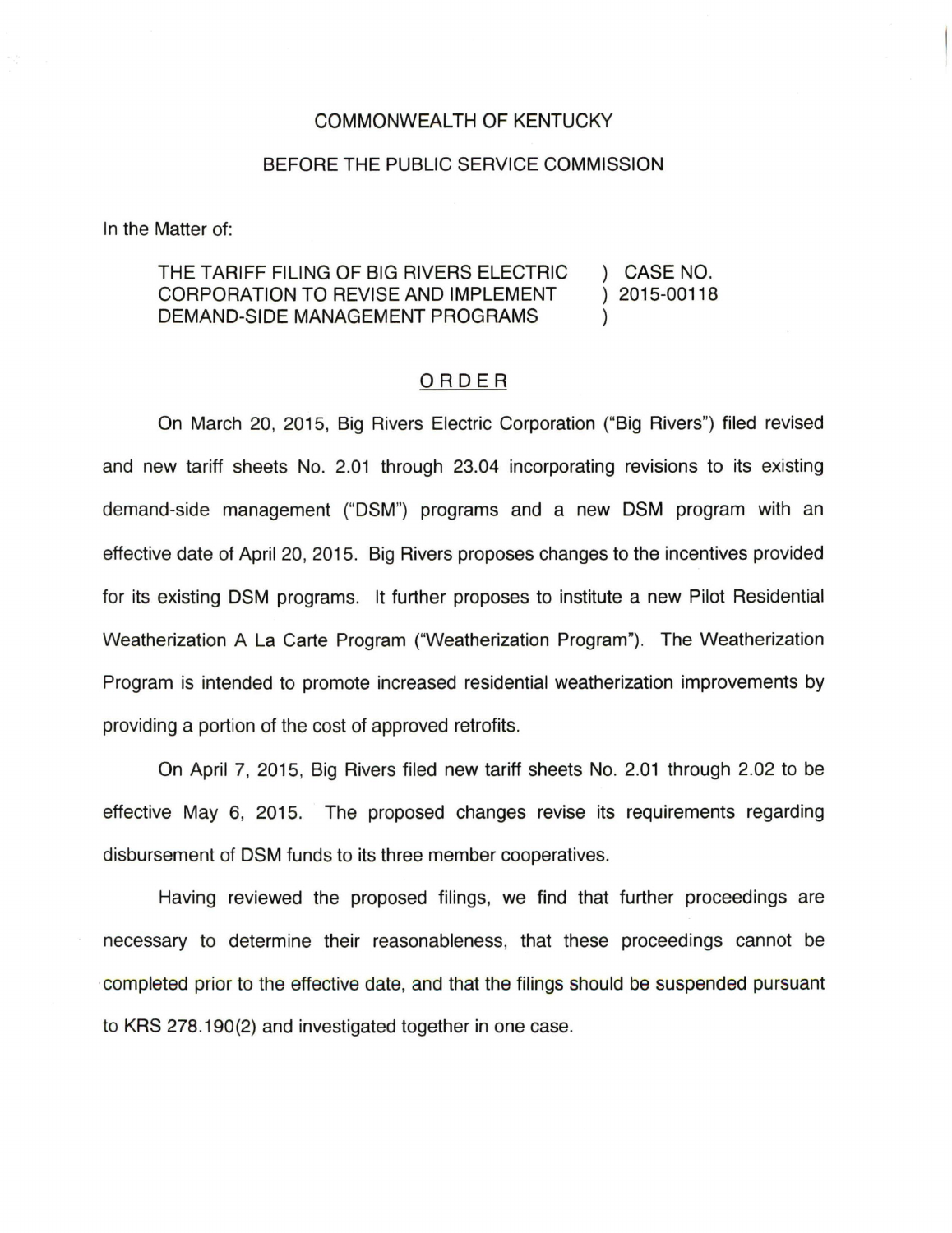COMMONWEALTH OF KENTUCKY

BEFORE THE PUBLIC SERVICE COMMISSION

In the Matter of:

| | |
|---|---|
| THE TARIFF FILING OF BIG RIVERS ELECTRIC CORPORATION TO REVISE AND IMPLEMENT DEMAND-SIDE MANAGEMENT PROGRAMS | ) CASE NO. ) 2015-00118 ) |

## ORDER

On March 20, 2015, Big Rivers Electric Corporation ("Big Rivers") filed revised and new tariff sheets No. 2.01 through 23.04 incorporating revisions to its existing demand-side management ("DSM") programs and a new DSM program with an effective date of April 20, 2015. Big Rivers proposes changes to the incentives provided for its existing DSM programs. It further proposes to institute a new Pilot Residential Weatherization A La Carte Program ("Weatherization Program"). The Weatherization Program is intended to promote increased residential weatherization improvements by providing a portion of the cost of approved retrofits.

On April 7, 2015, Big Rivers filed new tariff sheets No. 2.01 through 2.02 to be effective May 6, 2015. The proposed changes revise its requirements regarding disbursement of DSM funds to its three member cooperatives.

Having reviewed the proposed filings, we find that further proceedings are necessary to determine their reasonableness, that these proceedings cannot be completed prior to the effective date, and that the filings should be suspended pursuant to KRS 278.190(2) and investigated together in one case.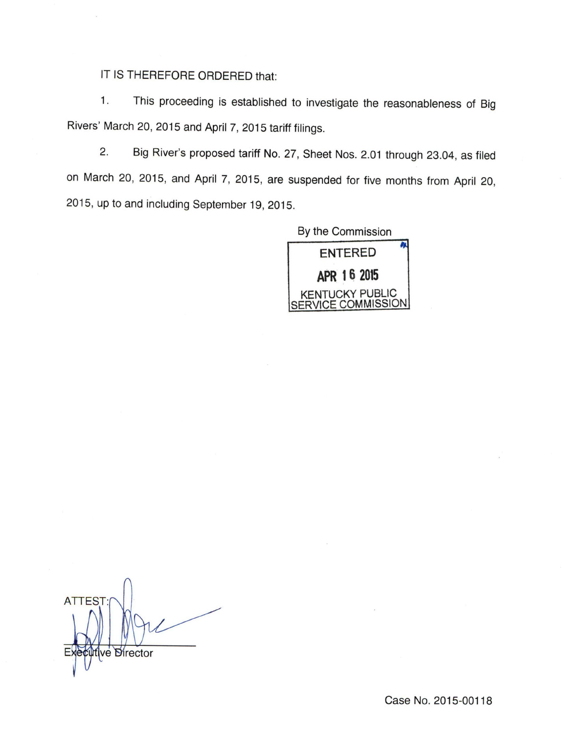IT IS THEREFORE ORDERED that:

1. This proceeding is established to investigate the reasonableness of Big Rivers' March 20, 2015 and April 7, 2015 tariff filings.

2. Big River's proposed tariff No. 27, Sheet Nos. 2.01 through 23.04, as filed on March 20, 2015, and April 7, 2015, are suspended for five months from April 20, 2015, up to and including September 19, 2015.

By the Commission

ENTERED

APR 16 2015

KENTUCKY PUBLIC SERVICE COMMISSION

ATTEST:

Executive Director

Case No. 2015-00118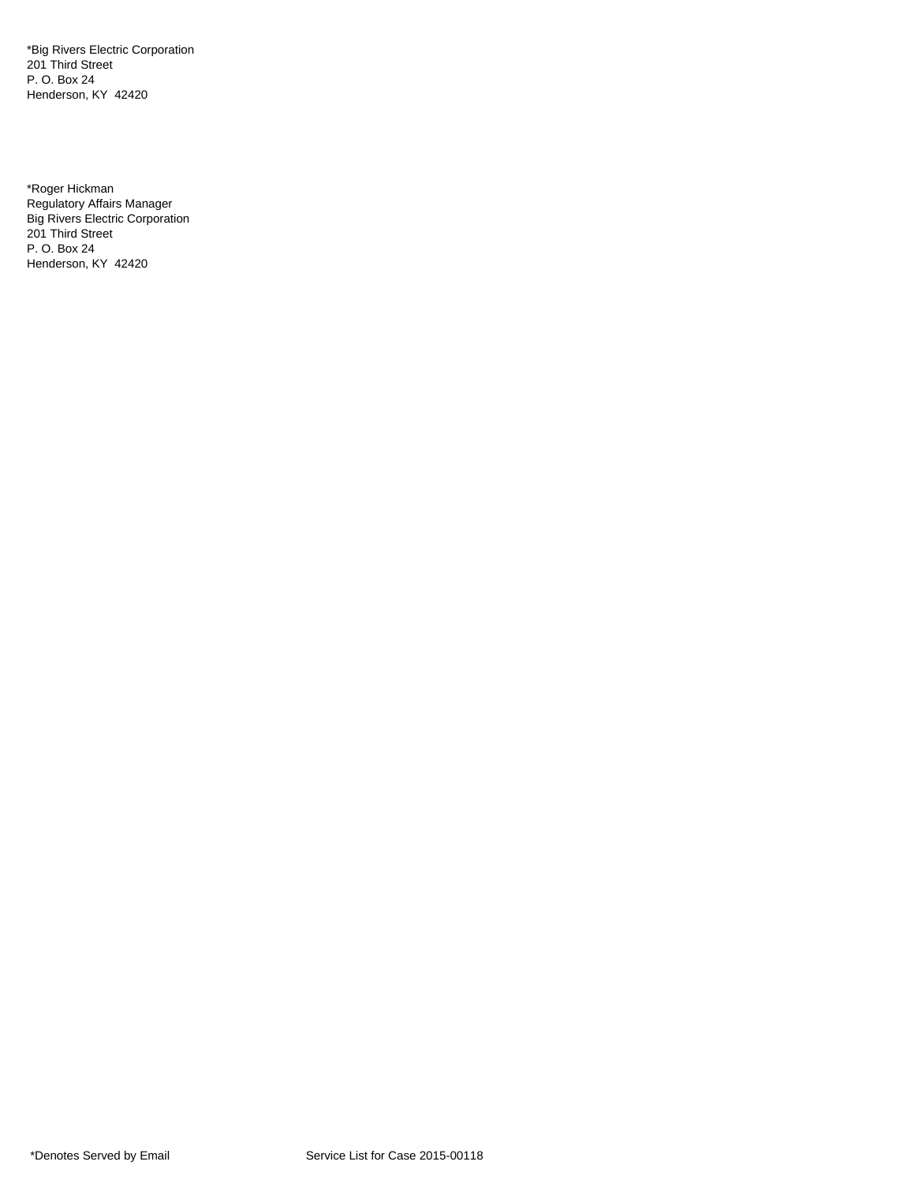*Big Rivers Electric Corporation
201 Third Street
P. O. Box 24
Henderson, KY 42420

*Roger Hickman
Regulatory Affairs Manager
Big Rivers Electric Corporation
201 Third Street
P. O. Box 24
Henderson, KY 42420

*Denotes Served by Email

Service List for Case 2015-00118